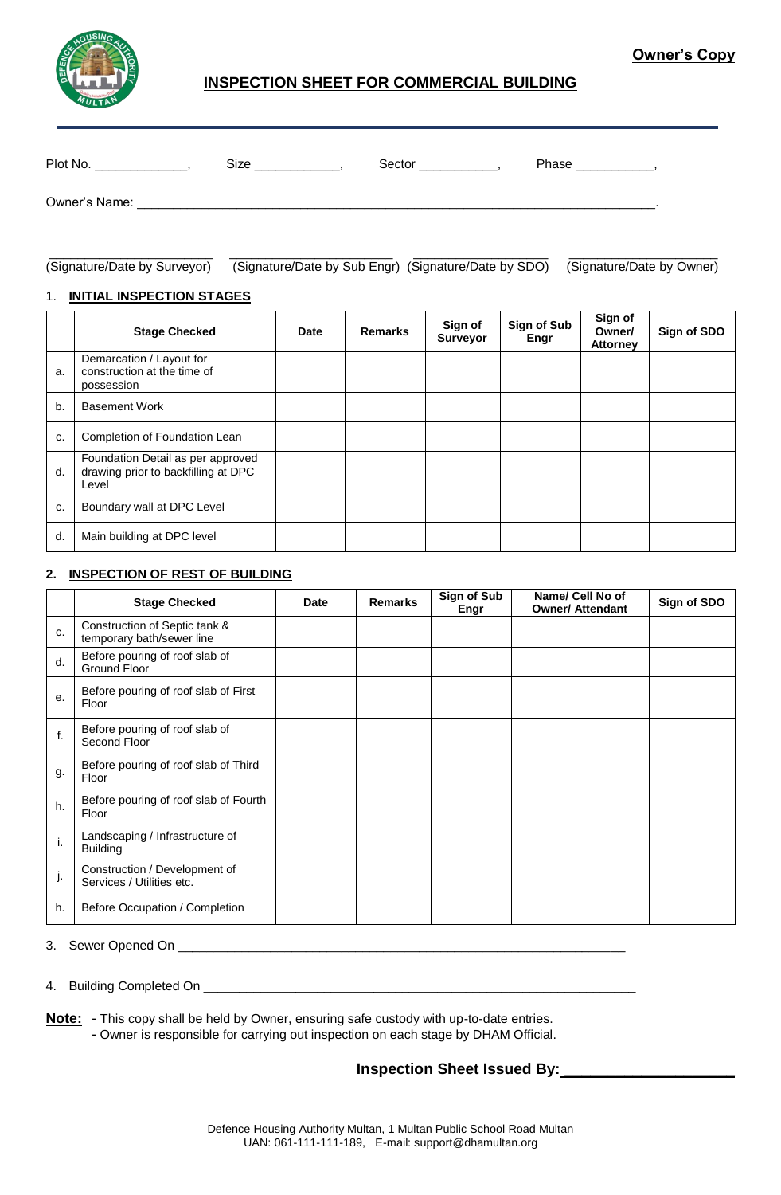**Owner's Copy**

## INSPECTION SHEET FOR COMMERCIAL BUILDING

Plot No. _____________, Size ____________, Sector ___________, Phase ___________,

Owner's Name: ___________________________________________________________________________.

_____________________ _____________________ _____________________ _____________________
(Signature/Date by Surveyor) (Signature/Date by Sub Engr) (Signature/Date by SDO) (Signature/Date by Owner)

### 1. INITIAL INSPECTION STAGES

| | Stage Checked | Date | Remarks | Sign of Surveyor | Sign of Sub Engr | Sign of Owner/ Attorney | Sign of SDO |
|---|---|---|---|---|---|---|---|
| a. | Demarcation / Layout for construction at the time of possession | | | | | | |
| b. | Basement Work | | | | | | |
| c. | Completion of Foundation Lean | | | | | | |
| d. | Foundation Detail as per approved drawing prior to backfilling at DPC Level | | | | | | |
| c. | Boundary wall at DPC Level | | | | | | |
| d. | Main building at DPC level | | | | | | |

### 2. INSPECTION OF REST OF BUILDING

| | Stage Checked | Date | Remarks | Sign of Sub Engr | Name/ Cell No of Owner/ Attendant | Sign of SDO |
|---|---|---|---|---|---|---|
| c. | Construction of Septic tank & temporary bath/sewer line | | | | | |
| d. | Before pouring of roof slab of Ground Floor | | | | | |
| e. | Before pouring of roof slab of First Floor | | | | | |
| f. | Before pouring of roof slab of Second Floor | | | | | |
| g. | Before pouring of roof slab of Third Floor | | | | | |
| h. | Before pouring of roof slab of Fourth Floor | | | | | |
| i. | Landscaping / Infrastructure of Building | | | | | |
| j. | Construction / Development of Services / Utilities etc. | | | | | |
| h. | Before Occupation / Completion | | | | | |

3. Sewer Opened On _________________________________________________________________

4. Building Completed On _____________________________________________________________

**Note:** - This copy shall be held by Owner, ensuring safe custody with up-to-date entries.
- Owner is responsible for carrying out inspection on each stage by DHAM Official.

**Inspection Sheet Issued By:____________________**

Defence Housing Authority Multan, 1 Multan Public School Road Multan
UAN: 061-111-111-189, E-mail: support@dhamultan.org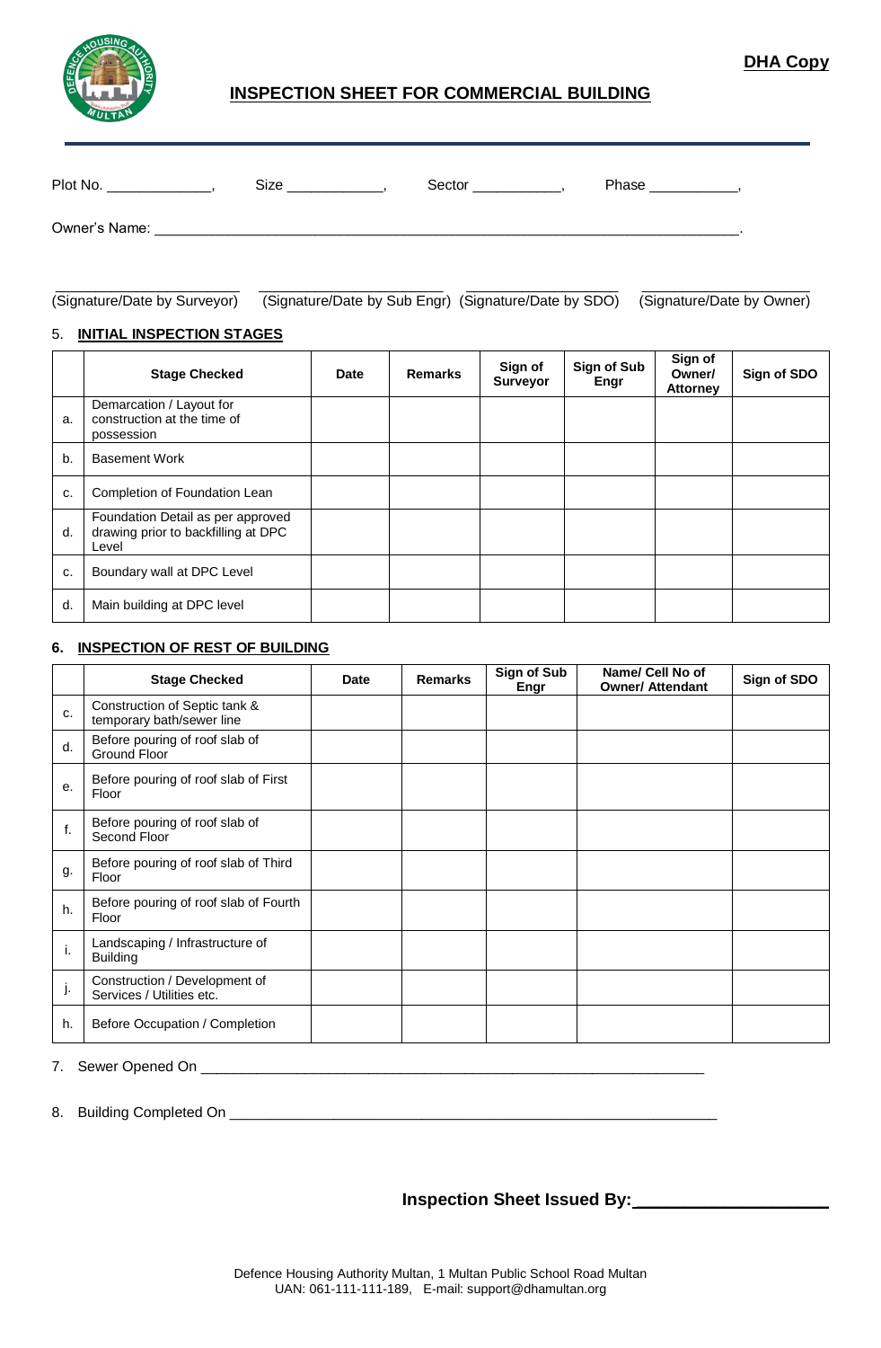**DHA Copy**

## INSPECTION SHEET FOR COMMERCIAL BUILDING

Plot No. _____________, Size ___________, Sector __________, Phase __________,

Owner's Name: ___________________________________________________________________.

_____________________ (Signature/Date by Surveyor) _____________________ (Signature/Date by Sub Engr) _____________________ (Signature/Date by SDO) _____________________ (Signature/Date by Owner)

5. **INITIAL INSPECTION STAGES**

| | Stage Checked | Date | Remarks | Sign of Surveyor | Sign of Sub Engr | Sign of Owner/ Attorney | Sign of SDO |
|---|---|---|---|---|---|---|---|
| a. | Demarcation / Layout for construction at the time of possession | | | | | | |
| b. | Basement Work | | | | | | |
| c. | Completion of Foundation Lean | | | | | | |
| d. | Foundation Detail as per approved drawing prior to backfilling at DPC Level | | | | | | |
| c. | Boundary wall at DPC Level | | | | | | |
| d. | Main building at DPC level | | | | | | |

6. **INSPECTION OF REST OF BUILDING**

| | Stage Checked | Date | Remarks | Sign of Sub Engr | Name/ Cell No of Owner/ Attendant | Sign of SDO |
|---|---|---|---|---|---|---|
| c. | Construction of Septic tank & temporary bath/sewer line | | | | | |
| d. | Before pouring of roof slab of Ground Floor | | | | | |
| e. | Before pouring of roof slab of First Floor | | | | | |
| f. | Before pouring of roof slab of Second Floor | | | | | |
| g. | Before pouring of roof slab of Third Floor | | | | | |
| h. | Before pouring of roof slab of Fourth Floor | | | | | |
| i. | Landscaping / Infrastructure of Building | | | | | |
| j. | Construction / Development of Services / Utilities etc. | | | | | |
| h. | Before Occupation / Completion | | | | | |

7. Sewer Opened On _______________________________________________________________

8. Building Completed On ___________________________________________________________

**Inspection Sheet Issued By:____________________**

Defence Housing Authority Multan, 1 Multan Public School Road Multan
UAN: 061-111-111-189, E-mail: support@dhamultan.org